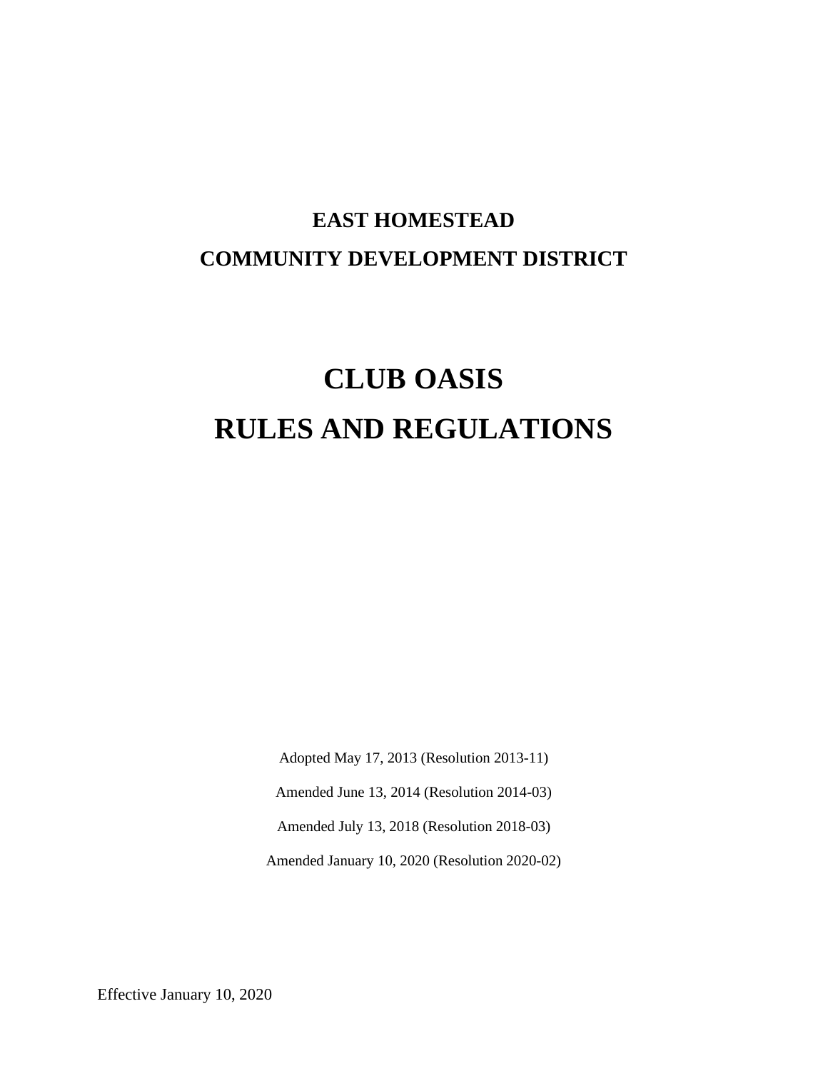# EAST HOMESTEAD
# COMMUNITY DEVELOPMENT DISTRICT

# CLUB OASIS
# RULES AND REGULATIONS

Adopted May 17, 2013 (Resolution 2013-11)

Amended June 13, 2014 (Resolution 2014-03)

Amended July 13, 2018 (Resolution 2018-03)

Amended January 10, 2020 (Resolution 2020-02)

Effective January 10, 2020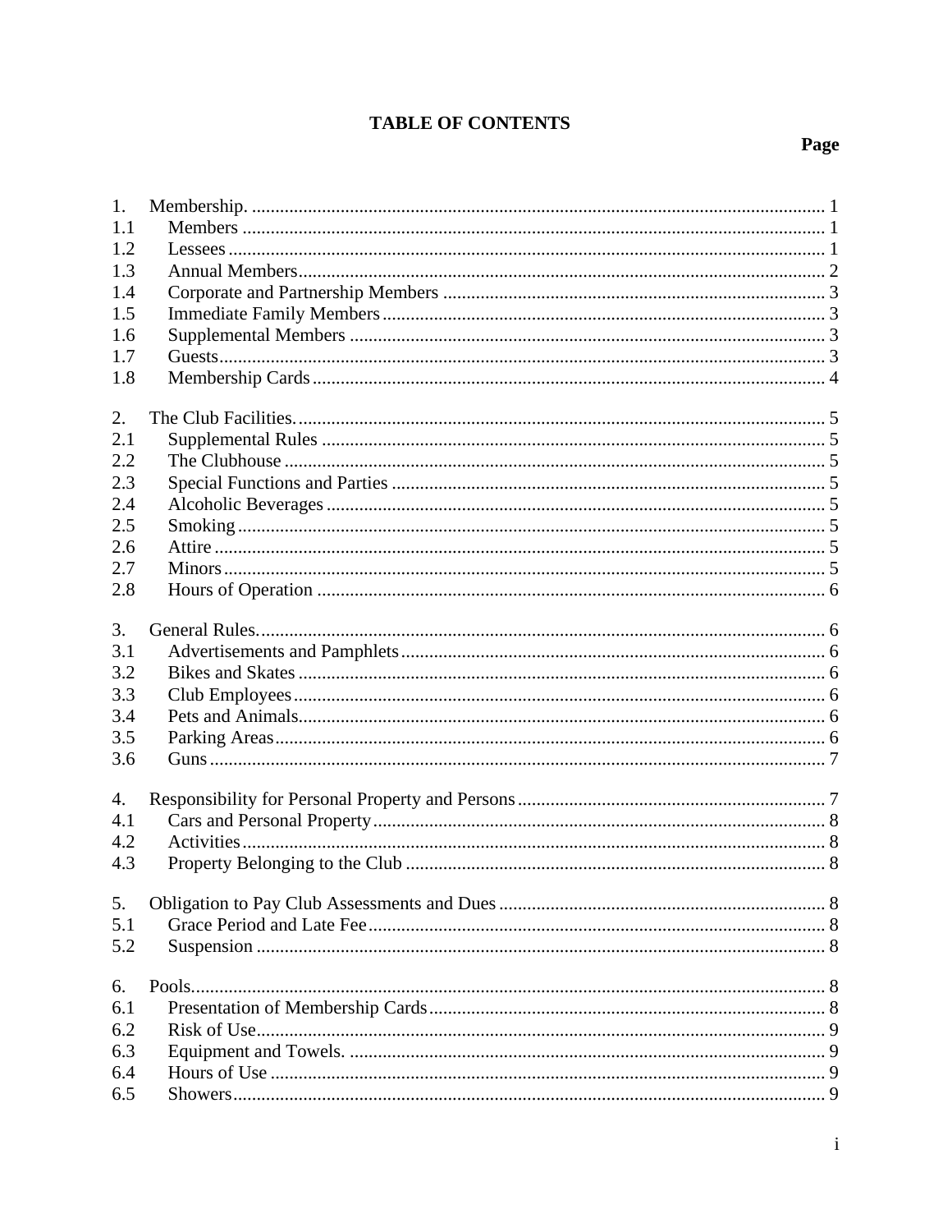# TABLE OF CONTENTS

| | | Page |
|---|---|---|
| 1. | Membership. | 1 |
| 1.1 | Members | 1 |
| 1.2 | Lessees | 1 |
| 1.3 | Annual Members | 2 |
| 1.4 | Corporate and Partnership Members | 3 |
| 1.5 | Immediate Family Members | 3 |
| 1.6 | Supplemental Members | 3 |
| 1.7 | Guests | 3 |
| 1.8 | Membership Cards | 4 |
| 2. | The Club Facilities. | 5 |
| 2.1 | Supplemental Rules | 5 |
| 2.2 | The Clubhouse | 5 |
| 2.3 | Special Functions and Parties | 5 |
| 2.4 | Alcoholic Beverages | 5 |
| 2.5 | Smoking | 5 |
| 2.6 | Attire | 5 |
| 2.7 | Minors | 5 |
| 2.8 | Hours of Operation | 6 |
| 3. | General Rules. | 6 |
| 3.1 | Advertisements and Pamphlets | 6 |
| 3.2 | Bikes and Skates | 6 |
| 3.3 | Club Employees | 6 |
| 3.4 | Pets and Animals | 6 |
| 3.5 | Parking Areas | 6 |
| 3.6 | Guns | 7 |
| 4. | Responsibility for Personal Property and Persons | 7 |
| 4.1 | Cars and Personal Property | 8 |
| 4.2 | Activities | 8 |
| 4.3 | Property Belonging to the Club | 8 |
| 5. | Obligation to Pay Club Assessments and Dues | 8 |
| 5.1 | Grace Period and Late Fee | 8 |
| 5.2 | Suspension | 8 |
| 6. | Pools | 8 |
| 6.1 | Presentation of Membership Cards | 8 |
| 6.2 | Risk of Use | 9 |
| 6.3 | Equipment and Towels. | 9 |
| 6.4 | Hours of Use | 9 |
| 6.5 | Showers | 9 |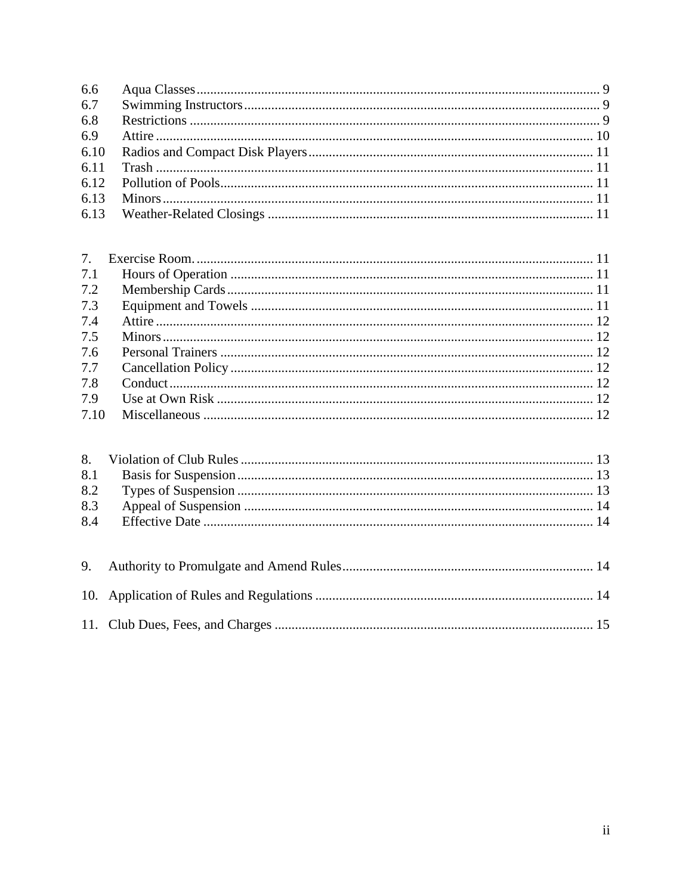6.6 Aqua Classes ..... 9
6.7 Swimming Instructors ..... 9
6.8 Restrictions ..... 9
6.9 Attire ..... 10
6.10 Radios and Compact Disk Players ..... 11
6.11 Trash ..... 11
6.12 Pollution of Pools ..... 11
6.13 Minors ..... 11
6.13 Weather-Related Closings ..... 11

7. Exercise Room. ..... 11
7.1 Hours of Operation ..... 11
7.2 Membership Cards ..... 11
7.3 Equipment and Towels ..... 11
7.4 Attire ..... 12
7.5 Minors ..... 12
7.6 Personal Trainers ..... 12
7.7 Cancellation Policy ..... 12
7.8 Conduct ..... 12
7.9 Use at Own Risk ..... 12
7.10 Miscellaneous ..... 12

8. Violation of Club Rules ..... 13
8.1 Basis for Suspension ..... 13
8.2 Types of Suspension ..... 13
8.3 Appeal of Suspension ..... 14
8.4 Effective Date ..... 14

9. Authority to Promulgate and Amend Rules ..... 14

10. Application of Rules and Regulations ..... 14

11. Club Dues, Fees, and Charges ..... 15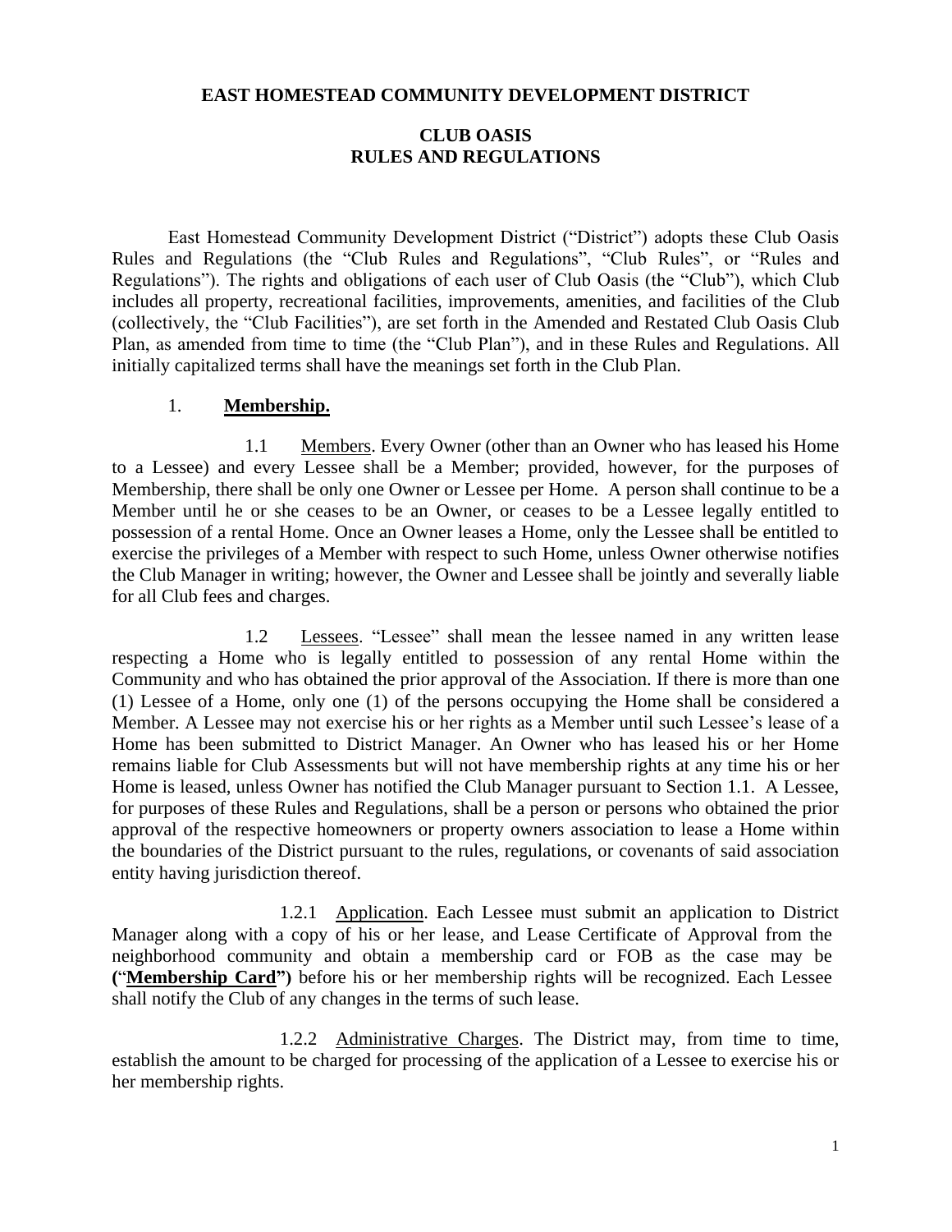**EAST HOMESTEAD COMMUNITY DEVELOPMENT DISTRICT**

**CLUB OASIS**
**RULES AND REGULATIONS**

East Homestead Community Development District ("District") adopts these Club Oasis Rules and Regulations (the "Club Rules and Regulations", "Club Rules", or "Rules and Regulations"). The rights and obligations of each user of Club Oasis (the "Club"), which Club includes all property, recreational facilities, improvements, amenities, and facilities of the Club (collectively, the "Club Facilities"), are set forth in the Amended and Restated Club Oasis Club Plan, as amended from time to time (the "Club Plan"), and in these Rules and Regulations. All initially capitalized terms shall have the meanings set forth in the Club Plan.

1. **Membership.**

1.1 Members. Every Owner (other than an Owner who has leased his Home to a Lessee) and every Lessee shall be a Member; provided, however, for the purposes of Membership, there shall be only one Owner or Lessee per Home. A person shall continue to be a Member until he or she ceases to be an Owner, or ceases to be a Lessee legally entitled to possession of a rental Home. Once an Owner leases a Home, only the Lessee shall be entitled to exercise the privileges of a Member with respect to such Home, unless Owner otherwise notifies the Club Manager in writing; however, the Owner and Lessee shall be jointly and severally liable for all Club fees and charges.

1.2 Lessees. "Lessee" shall mean the lessee named in any written lease respecting a Home who is legally entitled to possession of any rental Home within the Community and who has obtained the prior approval of the Association. If there is more than one (1) Lessee of a Home, only one (1) of the persons occupying the Home shall be considered a Member. A Lessee may not exercise his or her rights as a Member until such Lessee's lease of a Home has been submitted to District Manager. An Owner who has leased his or her Home remains liable for Club Assessments but will not have membership rights at any time his or her Home is leased, unless Owner has notified the Club Manager pursuant to Section 1.1. A Lessee, for purposes of these Rules and Regulations, shall be a person or persons who obtained the prior approval of the respective homeowners or property owners association to lease a Home within the boundaries of the District pursuant to the rules, regulations, or covenants of said association entity having jurisdiction thereof.

1.2.1 Application. Each Lessee must submit an application to District Manager along with a copy of his or her lease, and Lease Certificate of Approval from the neighborhood community and obtain a membership card or FOB as the case may be (“**Membership Card**”) before his or her membership rights will be recognized. Each Lessee shall notify the Club of any changes in the terms of such lease.

1.2.2 Administrative Charges. The District may, from time to time, establish the amount to be charged for processing of the application of a Lessee to exercise his or her membership rights.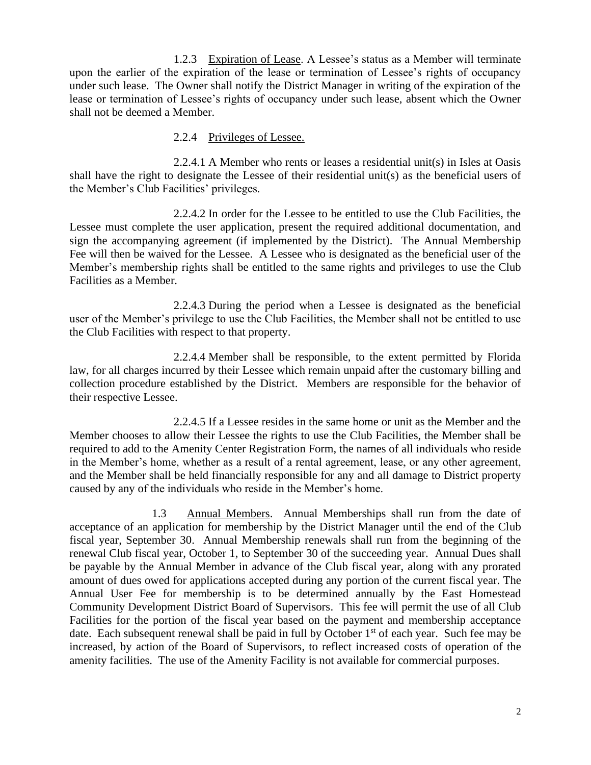1.2.3 Expiration of Lease. A Lessee's status as a Member will terminate upon the earlier of the expiration of the lease or termination of Lessee's rights of occupancy under such lease. The Owner shall notify the District Manager in writing of the expiration of the lease or termination of Lessee's rights of occupancy under such lease, absent which the Owner shall not be deemed a Member.

2.2.4 Privileges of Lessee.

2.2.4.1 A Member who rents or leases a residential unit(s) in Isles at Oasis shall have the right to designate the Lessee of their residential unit(s) as the beneficial users of the Member's Club Facilities' privileges.

2.2.4.2 In order for the Lessee to be entitled to use the Club Facilities, the Lessee must complete the user application, present the required additional documentation, and sign the accompanying agreement (if implemented by the District). The Annual Membership Fee will then be waived for the Lessee. A Lessee who is designated as the beneficial user of the Member's membership rights shall be entitled to the same rights and privileges to use the Club Facilities as a Member.

2.2.4.3 During the period when a Lessee is designated as the beneficial user of the Member's privilege to use the Club Facilities, the Member shall not be entitled to use the Club Facilities with respect to that property.

2.2.4.4 Member shall be responsible, to the extent permitted by Florida law, for all charges incurred by their Lessee which remain unpaid after the customary billing and collection procedure established by the District. Members are responsible for the behavior of their respective Lessee.

2.2.4.5 If a Lessee resides in the same home or unit as the Member and the Member chooses to allow their Lessee the rights to use the Club Facilities, the Member shall be required to add to the Amenity Center Registration Form, the names of all individuals who reside in the Member's home, whether as a result of a rental agreement, lease, or any other agreement, and the Member shall be held financially responsible for any and all damage to District property caused by any of the individuals who reside in the Member's home.

1.3 Annual Members. Annual Memberships shall run from the date of acceptance of an application for membership by the District Manager until the end of the Club fiscal year, September 30. Annual Membership renewals shall run from the beginning of the renewal Club fiscal year, October 1, to September 30 of the succeeding year. Annual Dues shall be payable by the Annual Member in advance of the Club fiscal year, along with any prorated amount of dues owed for applications accepted during any portion of the current fiscal year. The Annual User Fee for membership is to be determined annually by the East Homestead Community Development District Board of Supervisors. This fee will permit the use of all Club Facilities for the portion of the fiscal year based on the payment and membership acceptance date. Each subsequent renewal shall be paid in full by October 1st of each year. Such fee may be increased, by action of the Board of Supervisors, to reflect increased costs of operation of the amenity facilities. The use of the Amenity Facility is not available for commercial purposes.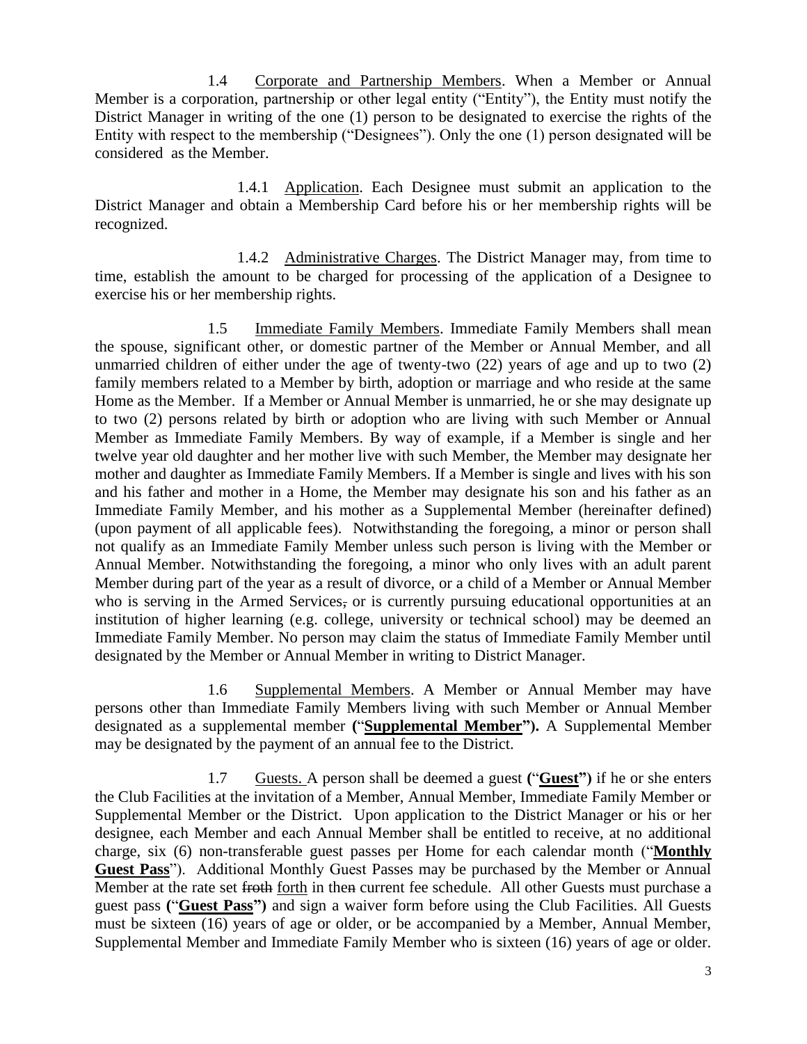1.4 Corporate and Partnership Members. When a Member or Annual Member is a corporation, partnership or other legal entity ("Entity"), the Entity must notify the District Manager in writing of the one (1) person to be designated to exercise the rights of the Entity with respect to the membership ("Designees"). Only the one (1) person designated will be considered as the Member.

1.4.1 Application. Each Designee must submit an application to the District Manager and obtain a Membership Card before his or her membership rights will be recognized.

1.4.2 Administrative Charges. The District Manager may, from time to time, establish the amount to be charged for processing of the application of a Designee to exercise his or her membership rights.

1.5 Immediate Family Members. Immediate Family Members shall mean the spouse, significant other, or domestic partner of the Member or Annual Member, and all unmarried children of either under the age of twenty-two (22) years of age and up to two (2) family members related to a Member by birth, adoption or marriage and who reside at the same Home as the Member. If a Member or Annual Member is unmarried, he or she may designate up to two (2) persons related by birth or adoption who are living with such Member or Annual Member as Immediate Family Members. By way of example, if a Member is single and her twelve year old daughter and her mother live with such Member, the Member may designate her mother and daughter as Immediate Family Members. If a Member is single and lives with his son and his father and mother in a Home, the Member may designate his son and his father as an Immediate Family Member, and his mother as a Supplemental Member (hereinafter defined) (upon payment of all applicable fees). Notwithstanding the foregoing, a minor or person shall not qualify as an Immediate Family Member unless such person is living with the Member or Annual Member. Notwithstanding the foregoing, a minor who only lives with an adult parent Member during part of the year as a result of divorce, or a child of a Member or Annual Member who is serving in the Armed Services~~,~~ or is currently pursuing educational opportunities at an institution of higher learning (e.g. college, university or technical school) may be deemed an Immediate Family Member. No person may claim the status of Immediate Family Member until designated by the Member or Annual Member in writing to District Manager.

1.6 Supplemental Members. A Member or Annual Member may have persons other than Immediate Family Members living with such Member or Annual Member designated as a supplemental member **("Supplemental Member").** A Supplemental Member may be designated by the payment of an annual fee to the District.

1.7 Guests. A person shall be deemed a guest **("Guest")** if he or she enters the Club Facilities at the invitation of a Member, Annual Member, Immediate Family Member or Supplemental Member or the District. Upon application to the District Manager or his or her designee, each Member and each Annual Member shall be entitled to receive, at no additional charge, six (6) non-transferable guest passes per Home for each calendar month ("**Monthly Guest Pass**"). Additional Monthly Guest Passes may be purchased by the Member or Annual Member at the rate set ~~froth~~ forth in then~~n~~ current fee schedule. All other Guests must purchase a guest pass **("Guest Pass")** and sign a waiver form before using the Club Facilities. All Guests must be sixteen (16) years of age or older, or be accompanied by a Member, Annual Member, Supplemental Member and Immediate Family Member who is sixteen (16) years of age or older.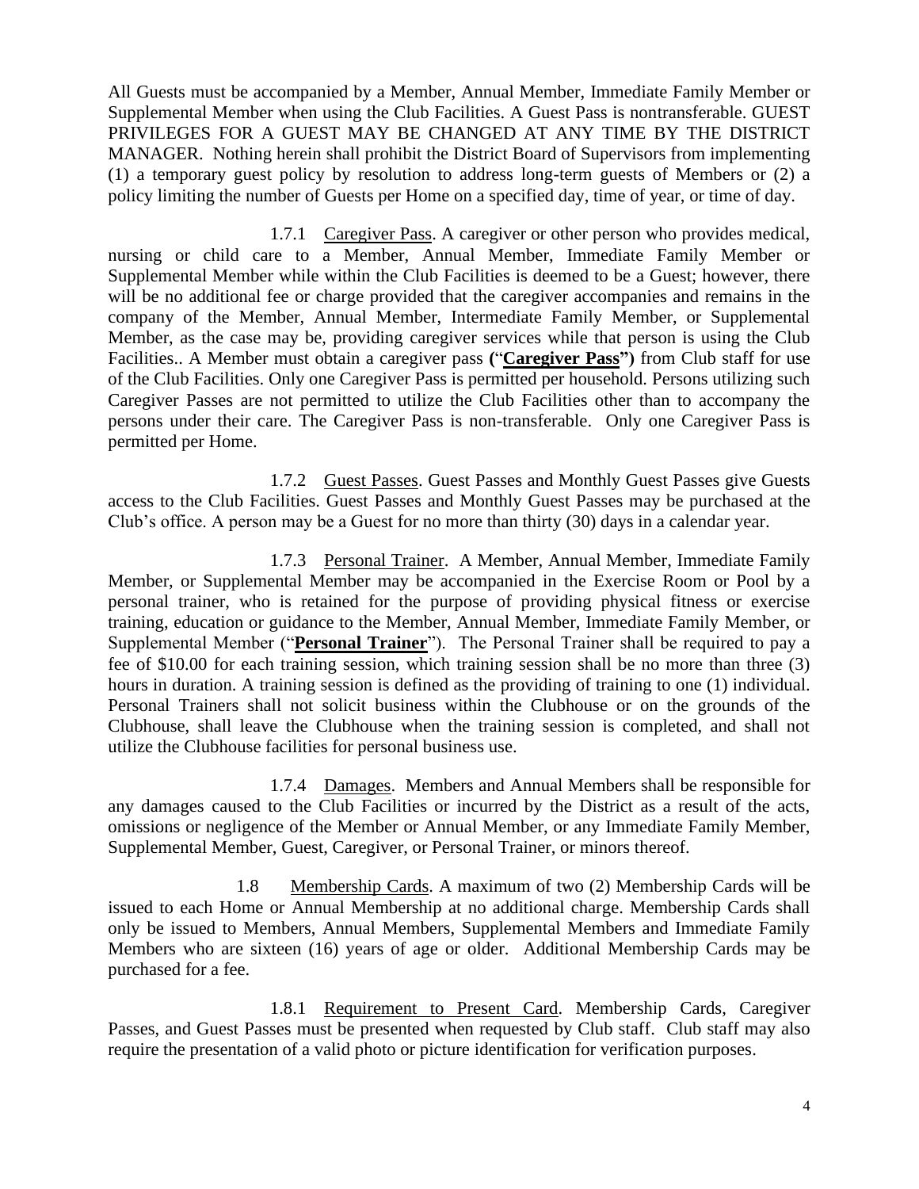All Guests must be accompanied by a Member, Annual Member, Immediate Family Member or Supplemental Member when using the Club Facilities. A Guest Pass is nontransferable. GUEST PRIVILEGES FOR A GUEST MAY BE CHANGED AT ANY TIME BY THE DISTRICT MANAGER. Nothing herein shall prohibit the District Board of Supervisors from implementing (1) a temporary guest policy by resolution to address long-term guests of Members or (2) a policy limiting the number of Guests per Home on a specified day, time of year, or time of day.

1.7.1 Caregiver Pass. A caregiver or other person who provides medical, nursing or child care to a Member, Annual Member, Immediate Family Member or Supplemental Member while within the Club Facilities is deemed to be a Guest; however, there will be no additional fee or charge provided that the caregiver accompanies and remains in the company of the Member, Annual Member, Intermediate Family Member, or Supplemental Member, as the case may be, providing caregiver services while that person is using the Club Facilities.. A Member must obtain a caregiver pass **(**"**Caregiver Pass**"**)** from Club staff for use of the Club Facilities. Only one Caregiver Pass is permitted per household. Persons utilizing such Caregiver Passes are not permitted to utilize the Club Facilities other than to accompany the persons under their care. The Caregiver Pass is non-transferable. Only one Caregiver Pass is permitted per Home.

1.7.2 Guest Passes. Guest Passes and Monthly Guest Passes give Guests access to the Club Facilities. Guest Passes and Monthly Guest Passes may be purchased at the Club's office. A person may be a Guest for no more than thirty (30) days in a calendar year.

1.7.3 Personal Trainer. A Member, Annual Member, Immediate Family Member, or Supplemental Member may be accompanied in the Exercise Room or Pool by a personal trainer, who is retained for the purpose of providing physical fitness or exercise training, education or guidance to the Member, Annual Member, Immediate Family Member, or Supplemental Member ("**Personal Trainer**"). The Personal Trainer shall be required to pay a fee of $10.00 for each training session, which training session shall be no more than three (3) hours in duration. A training session is defined as the providing of training to one (1) individual. Personal Trainers shall not solicit business within the Clubhouse or on the grounds of the Clubhouse, shall leave the Clubhouse when the training session is completed, and shall not utilize the Clubhouse facilities for personal business use.

1.7.4 Damages. Members and Annual Members shall be responsible for any damages caused to the Club Facilities or incurred by the District as a result of the acts, omissions or negligence of the Member or Annual Member, or any Immediate Family Member, Supplemental Member, Guest, Caregiver, or Personal Trainer, or minors thereof.

1.8 Membership Cards. A maximum of two (2) Membership Cards will be issued to each Home or Annual Membership at no additional charge. Membership Cards shall only be issued to Members, Annual Members, Supplemental Members and Immediate Family Members who are sixteen (16) years of age or older. Additional Membership Cards may be purchased for a fee.

1.8.1 Requirement to Present Card. Membership Cards, Caregiver Passes, and Guest Passes must be presented when requested by Club staff. Club staff may also require the presentation of a valid photo or picture identification for verification purposes.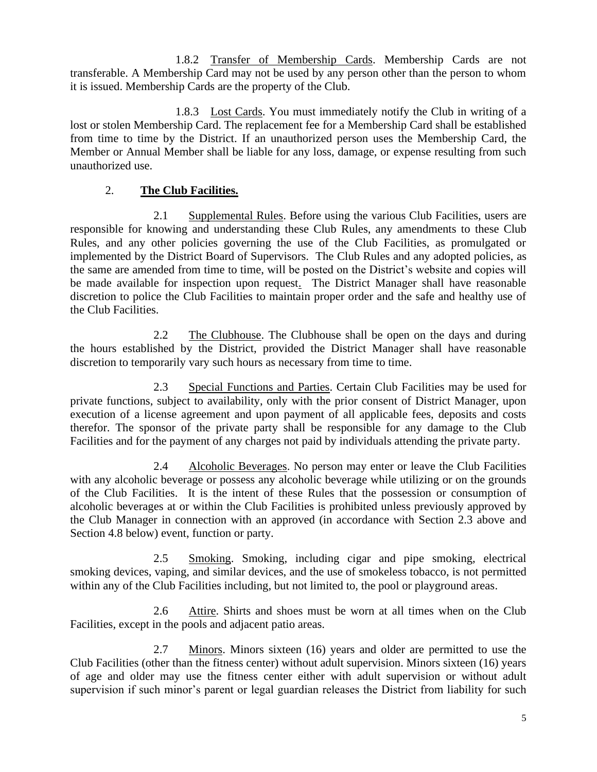1.8.2 Transfer of Membership Cards. Membership Cards are not transferable. A Membership Card may not be used by any person other than the person to whom it is issued. Membership Cards are the property of the Club.

1.8.3 Lost Cards. You must immediately notify the Club in writing of a lost or stolen Membership Card. The replacement fee for a Membership Card shall be established from time to time by the District. If an unauthorized person uses the Membership Card, the Member or Annual Member shall be liable for any loss, damage, or expense resulting from such unauthorized use.

## 2. **The Club Facilities.**

2.1 Supplemental Rules. Before using the various Club Facilities, users are responsible for knowing and understanding these Club Rules, any amendments to these Club Rules, and any other policies governing the use of the Club Facilities, as promulgated or implemented by the District Board of Supervisors. The Club Rules and any adopted policies, as the same are amended from time to time, will be posted on the District's website and copies will be made available for inspection upon request. The District Manager shall have reasonable discretion to police the Club Facilities to maintain proper order and the safe and healthy use of the Club Facilities.

2.2 The Clubhouse. The Clubhouse shall be open on the days and during the hours established by the District, provided the District Manager shall have reasonable discretion to temporarily vary such hours as necessary from time to time.

2.3 Special Functions and Parties. Certain Club Facilities may be used for private functions, subject to availability, only with the prior consent of District Manager, upon execution of a license agreement and upon payment of all applicable fees, deposits and costs therefor. The sponsor of the private party shall be responsible for any damage to the Club Facilities and for the payment of any charges not paid by individuals attending the private party.

2.4 Alcoholic Beverages. No person may enter or leave the Club Facilities with any alcoholic beverage or possess any alcoholic beverage while utilizing or on the grounds of the Club Facilities. It is the intent of these Rules that the possession or consumption of alcoholic beverages at or within the Club Facilities is prohibited unless previously approved by the Club Manager in connection with an approved (in accordance with Section 2.3 above and Section 4.8 below) event, function or party.

2.5 Smoking. Smoking, including cigar and pipe smoking, electrical smoking devices, vaping, and similar devices, and the use of smokeless tobacco, is not permitted within any of the Club Facilities including, but not limited to, the pool or playground areas.

2.6 Attire. Shirts and shoes must be worn at all times when on the Club Facilities, except in the pools and adjacent patio areas.

2.7 Minors. Minors sixteen (16) years and older are permitted to use the Club Facilities (other than the fitness center) without adult supervision. Minors sixteen (16) years of age and older may use the fitness center either with adult supervision or without adult supervision if such minor's parent or legal guardian releases the District from liability for such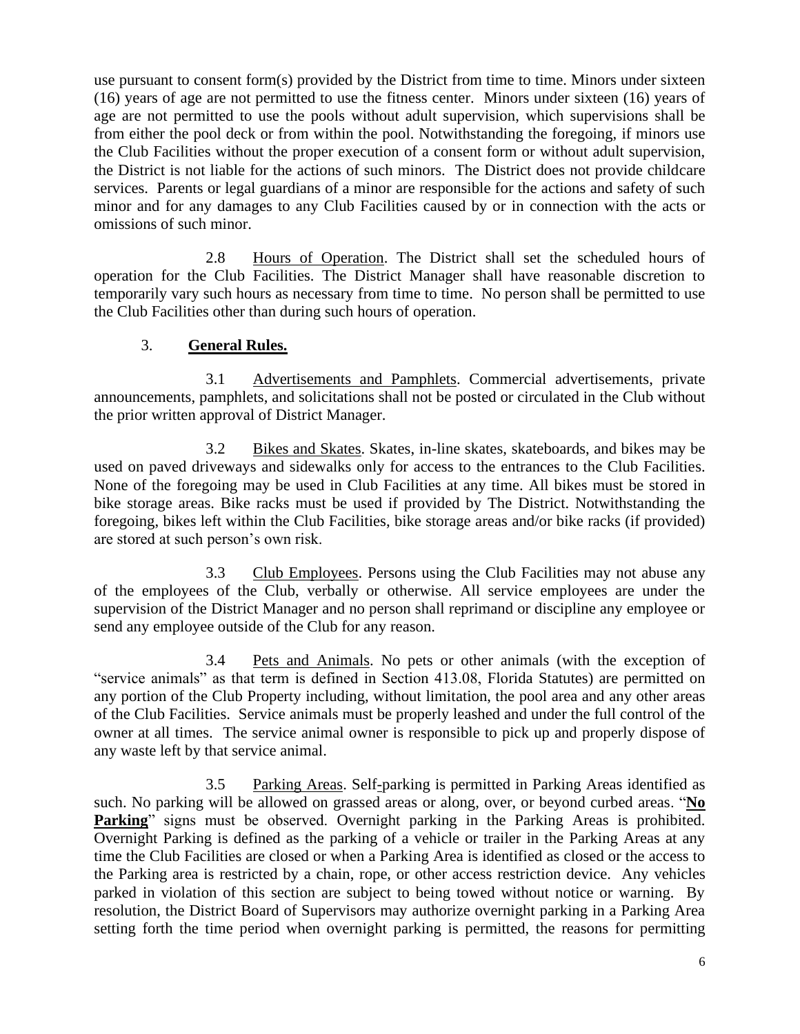use pursuant to consent form(s) provided by the District from time to time. Minors under sixteen (16) years of age are not permitted to use the fitness center. Minors under sixteen (16) years of age are not permitted to use the pools without adult supervision, which supervisions shall be from either the pool deck or from within the pool. Notwithstanding the foregoing, if minors use the Club Facilities without the proper execution of a consent form or without adult supervision, the District is not liable for the actions of such minors. The District does not provide childcare services. Parents or legal guardians of a minor are responsible for the actions and safety of such minor and for any damages to any Club Facilities caused by or in connection with the acts or omissions of such minor.

2.8 Hours of Operation. The District shall set the scheduled hours of operation for the Club Facilities. The District Manager shall have reasonable discretion to temporarily vary such hours as necessary from time to time. No person shall be permitted to use the Club Facilities other than during such hours of operation.

3. **General Rules.**

3.1 Advertisements and Pamphlets. Commercial advertisements, private announcements, pamphlets, and solicitations shall not be posted or circulated in the Club without the prior written approval of District Manager.

3.2 Bikes and Skates. Skates, in-line skates, skateboards, and bikes may be used on paved driveways and sidewalks only for access to the entrances to the Club Facilities. None of the foregoing may be used in Club Facilities at any time. All bikes must be stored in bike storage areas. Bike racks must be used if provided by The District. Notwithstanding the foregoing, bikes left within the Club Facilities, bike storage areas and/or bike racks (if provided) are stored at such person's own risk.

3.3 Club Employees. Persons using the Club Facilities may not abuse any of the employees of the Club, verbally or otherwise. All service employees are under the supervision of the District Manager and no person shall reprimand or discipline any employee or send any employee outside of the Club for any reason.

3.4 Pets and Animals. No pets or other animals (with the exception of "service animals" as that term is defined in Section 413.08, Florida Statutes) are permitted on any portion of the Club Property including, without limitation, the pool area and any other areas of the Club Facilities. Service animals must be properly leashed and under the full control of the owner at all times. The service animal owner is responsible to pick up and properly dispose of any waste left by that service animal.

3.5 Parking Areas. Self-parking is permitted in Parking Areas identified as such. No parking will be allowed on grassed areas or along, over, or beyond curbed areas. "**No Parking**" signs must be observed. Overnight parking in the Parking Areas is prohibited. Overnight Parking is defined as the parking of a vehicle or trailer in the Parking Areas at any time the Club Facilities are closed or when a Parking Area is identified as closed or the access to the Parking area is restricted by a chain, rope, or other access restriction device. Any vehicles parked in violation of this section are subject to being towed without notice or warning. By resolution, the District Board of Supervisors may authorize overnight parking in a Parking Area setting forth the time period when overnight parking is permitted, the reasons for permitting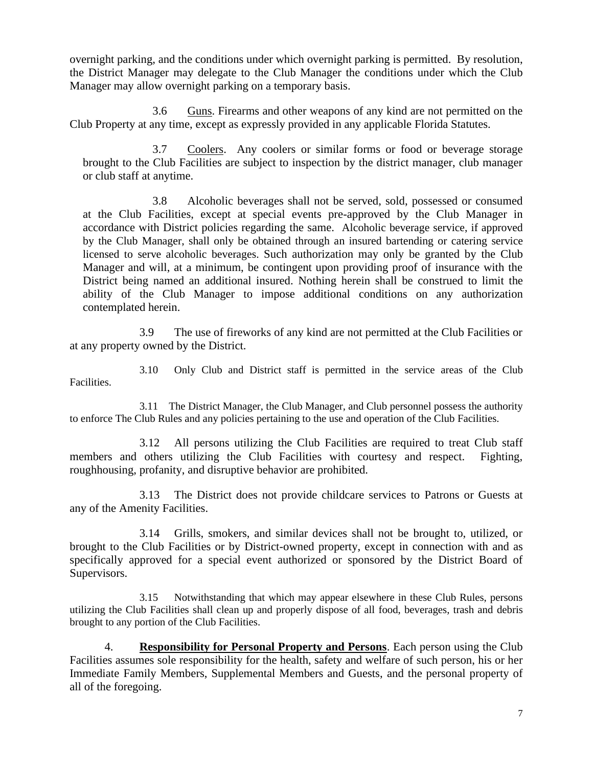overnight parking, and the conditions under which overnight parking is permitted. By resolution, the District Manager may delegate to the Club Manager the conditions under which the Club Manager may allow overnight parking on a temporary basis.

3.6 Guns. Firearms and other weapons of any kind are not permitted on the Club Property at any time, except as expressly provided in any applicable Florida Statutes.

3.7 Coolers. Any coolers or similar forms or food or beverage storage brought to the Club Facilities are subject to inspection by the district manager, club manager or club staff at anytime.

3.8 Alcoholic beverages shall not be served, sold, possessed or consumed at the Club Facilities, except at special events pre-approved by the Club Manager in accordance with District policies regarding the same. Alcoholic beverage service, if approved by the Club Manager, shall only be obtained through an insured bartending or catering service licensed to serve alcoholic beverages. Such authorization may only be granted by the Club Manager and will, at a minimum, be contingent upon providing proof of insurance with the District being named an additional insured. Nothing herein shall be construed to limit the ability of the Club Manager to impose additional conditions on any authorization contemplated herein.

3.9 The use of fireworks of any kind are not permitted at the Club Facilities or at any property owned by the District.

3.10 Only Club and District staff is permitted in the service areas of the Club Facilities.

3.11 The District Manager, the Club Manager, and Club personnel possess the authority to enforce The Club Rules and any policies pertaining to the use and operation of the Club Facilities.

3.12 All persons utilizing the Club Facilities are required to treat Club staff members and others utilizing the Club Facilities with courtesy and respect. Fighting, roughhousing, profanity, and disruptive behavior are prohibited.

3.13 The District does not provide childcare services to Patrons or Guests at any of the Amenity Facilities.

3.14 Grills, smokers, and similar devices shall not be brought to, utilized, or brought to the Club Facilities or by District-owned property, except in connection with and as specifically approved for a special event authorized or sponsored by the District Board of Supervisors.

3.15 Notwithstanding that which may appear elsewhere in these Club Rules, persons utilizing the Club Facilities shall clean up and properly dispose of all food, beverages, trash and debris brought to any portion of the Club Facilities.

4. **Responsibility for Personal Property and Persons**. Each person using the Club Facilities assumes sole responsibility for the health, safety and welfare of such person, his or her Immediate Family Members, Supplemental Members and Guests, and the personal property of all of the foregoing.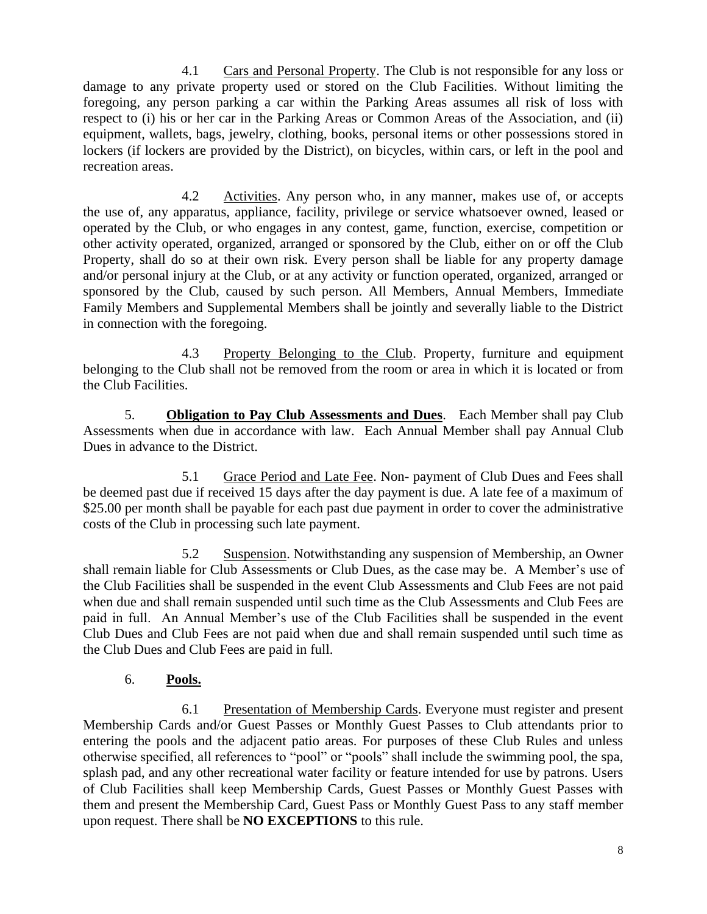4.1 Cars and Personal Property. The Club is not responsible for any loss or damage to any private property used or stored on the Club Facilities. Without limiting the foregoing, any person parking a car within the Parking Areas assumes all risk of loss with respect to (i) his or her car in the Parking Areas or Common Areas of the Association, and (ii) equipment, wallets, bags, jewelry, clothing, books, personal items or other possessions stored in lockers (if lockers are provided by the District), on bicycles, within cars, or left in the pool and recreation areas.

4.2 Activities. Any person who, in any manner, makes use of, or accepts the use of, any apparatus, appliance, facility, privilege or service whatsoever owned, leased or operated by the Club, or who engages in any contest, game, function, exercise, competition or other activity operated, organized, arranged or sponsored by the Club, either on or off the Club Property, shall do so at their own risk. Every person shall be liable for any property damage and/or personal injury at the Club, or at any activity or function operated, organized, arranged or sponsored by the Club, caused by such person. All Members, Annual Members, Immediate Family Members and Supplemental Members shall be jointly and severally liable to the District in connection with the foregoing.

4.3 Property Belonging to the Club. Property, furniture and equipment belonging to the Club shall not be removed from the room or area in which it is located or from the Club Facilities.

5. **Obligation to Pay Club Assessments and Dues**. Each Member shall pay Club Assessments when due in accordance with law. Each Annual Member shall pay Annual Club Dues in advance to the District.

5.1 Grace Period and Late Fee. Non- payment of Club Dues and Fees shall be deemed past due if received 15 days after the day payment is due. A late fee of a maximum of $25.00 per month shall be payable for each past due payment in order to cover the administrative costs of the Club in processing such late payment.

5.2 Suspension. Notwithstanding any suspension of Membership, an Owner shall remain liable for Club Assessments or Club Dues, as the case may be. A Member's use of the Club Facilities shall be suspended in the event Club Assessments and Club Fees are not paid when due and shall remain suspended until such time as the Club Assessments and Club Fees are paid in full. An Annual Member's use of the Club Facilities shall be suspended in the event Club Dues and Club Fees are not paid when due and shall remain suspended until such time as the Club Dues and Club Fees are paid in full.

6. **Pools.**

6.1 Presentation of Membership Cards. Everyone must register and present Membership Cards and/or Guest Passes or Monthly Guest Passes to Club attendants prior to entering the pools and the adjacent patio areas. For purposes of these Club Rules and unless otherwise specified, all references to "pool" or "pools" shall include the swimming pool, the spa, splash pad, and any other recreational water facility or feature intended for use by patrons. Users of Club Facilities shall keep Membership Cards, Guest Passes or Monthly Guest Passes with them and present the Membership Card, Guest Pass or Monthly Guest Pass to any staff member upon request. There shall be **NO EXCEPTIONS** to this rule.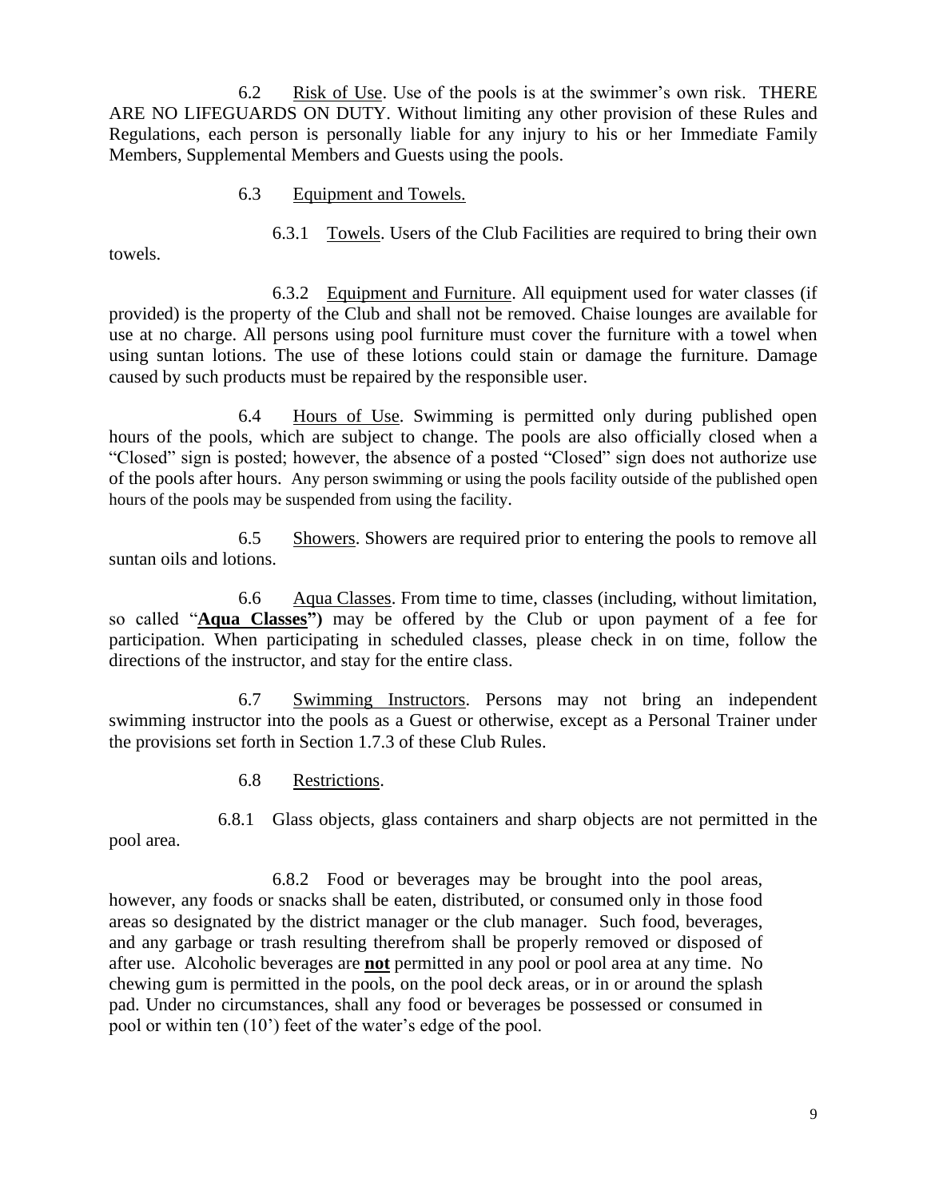6.2 <u>Risk of Use</u>. Use of the pools is at the swimmer's own risk. THERE ARE NO LIFEGUARDS ON DUTY. Without limiting any other provision of these Rules and Regulations, each person is personally liable for any injury to his or her Immediate Family Members, Supplemental Members and Guests using the pools.

6.3 <u>Equipment and Towels.</u>

6.3.1 <u>Towels</u>. Users of the Club Facilities are required to bring their own towels.

6.3.2 <u>Equipment and Furniture</u>. All equipment used for water classes (if provided) is the property of the Club and shall not be removed. Chaise lounges are available for use at no charge. All persons using pool furniture must cover the furniture with a towel when using suntan lotions. The use of these lotions could stain or damage the furniture. Damage caused by such products must be repaired by the responsible user.

6.4 <u>Hours of Use</u>. Swimming is permitted only during published open hours of the pools, which are subject to change. The pools are also officially closed when a "Closed" sign is posted; however, the absence of a posted "Closed" sign does not authorize use of the pools after hours. Any person swimming or using the pools facility outside of the published open hours of the pools may be suspended from using the facility.

6.5 <u>Showers</u>. Showers are required prior to entering the pools to remove all suntan oils and lotions.

6.6 <u>Aqua Classes</u>. From time to time, classes (including, without limitation, so called "**<u>Aqua Classes</u>")** may be offered by the Club or upon payment of a fee for participation. When participating in scheduled classes, please check in on time, follow the directions of the instructor, and stay for the entire class.

6.7 <u>Swimming Instructors</u>. Persons may not bring an independent swimming instructor into the pools as a Guest or otherwise, except as a Personal Trainer under the provisions set forth in Section 1.7.3 of these Club Rules.

6.8 <u>Restrictions</u>.

6.8.1 Glass objects, glass containers and sharp objects are not permitted in the pool area.

6.8.2 Food or beverages may be brought into the pool areas, however, any foods or snacks shall be eaten, distributed, or consumed only in those food areas so designated by the district manager or the club manager. Such food, beverages, and any garbage or trash resulting therefrom shall be properly removed or disposed of after use. Alcoholic beverages are **<u>not</u>** permitted in any pool or pool area at any time. No chewing gum is permitted in the pools, on the pool deck areas, or in or around the splash pad. Under no circumstances, shall any food or beverages be possessed or consumed in pool or within ten (10') feet of the water's edge of the pool.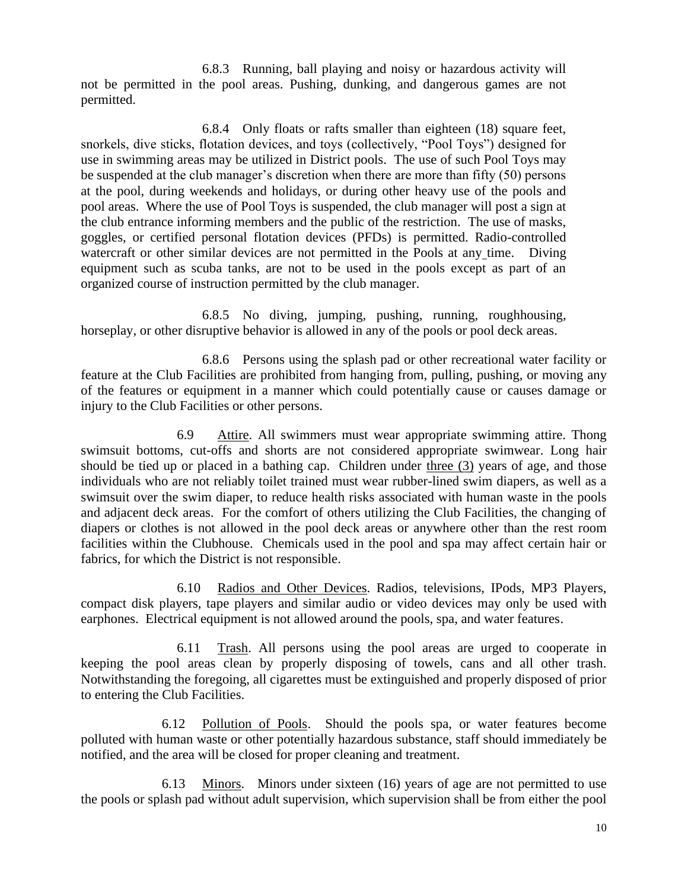6.8.3 Running, ball playing and noisy or hazardous activity will not be permitted in the pool areas. Pushing, dunking, and dangerous games are not permitted.

6.8.4 Only floats or rafts smaller than eighteen (18) square feet, snorkels, dive sticks, flotation devices, and toys (collectively, "Pool Toys") designed for use in swimming areas may be utilized in District pools. The use of such Pool Toys may be suspended at the club manager's discretion when there are more than fifty (50) persons at the pool, during weekends and holidays, or during other heavy use of the pools and pool areas. Where the use of Pool Toys is suspended, the club manager will post a sign at the club entrance informing members and the public of the restriction. The use of masks, goggles, or certified personal flotation devices (PFDs) is permitted. Radio-controlled watercraft or other similar devices are not permitted in the Pools at any time. Diving equipment such as scuba tanks, are not to be used in the pools except as part of an organized course of instruction permitted by the club manager.

6.8.5 No diving, jumping, pushing, running, roughhousing, horseplay, or other disruptive behavior is allowed in any of the pools or pool deck areas.

6.8.6 Persons using the splash pad or other recreational water facility or feature at the Club Facilities are prohibited from hanging from, pulling, pushing, or moving any of the features or equipment in a manner which could potentially cause or causes damage or injury to the Club Facilities or other persons.

6.9 Attire. All swimmers must wear appropriate swimming attire. Thong swimsuit bottoms, cut-offs and shorts are not considered appropriate swimwear. Long hair should be tied up or placed in a bathing cap. Children under three (3) years of age, and those individuals who are not reliably toilet trained must wear rubber-lined swim diapers, as well as a swimsuit over the swim diaper, to reduce health risks associated with human waste in the pools and adjacent deck areas. For the comfort of others utilizing the Club Facilities, the changing of diapers or clothes is not allowed in the pool deck areas or anywhere other than the rest room facilities within the Clubhouse. Chemicals used in the pool and spa may affect certain hair or fabrics, for which the District is not responsible.

6.10 Radios and Other Devices. Radios, televisions, IPods, MP3 Players, compact disk players, tape players and similar audio or video devices may only be used with earphones. Electrical equipment is not allowed around the pools, spa, and water features.

6.11 Trash. All persons using the pool areas are urged to cooperate in keeping the pool areas clean by properly disposing of towels, cans and all other trash. Notwithstanding the foregoing, all cigarettes must be extinguished and properly disposed of prior to entering the Club Facilities.

6.12 Pollution of Pools. Should the pools spa, or water features become polluted with human waste or other potentially hazardous substance, staff should immediately be notified, and the area will be closed for proper cleaning and treatment.

6.13 Minors. Minors under sixteen (16) years of age are not permitted to use the pools or splash pad without adult supervision, which supervision shall be from either the pool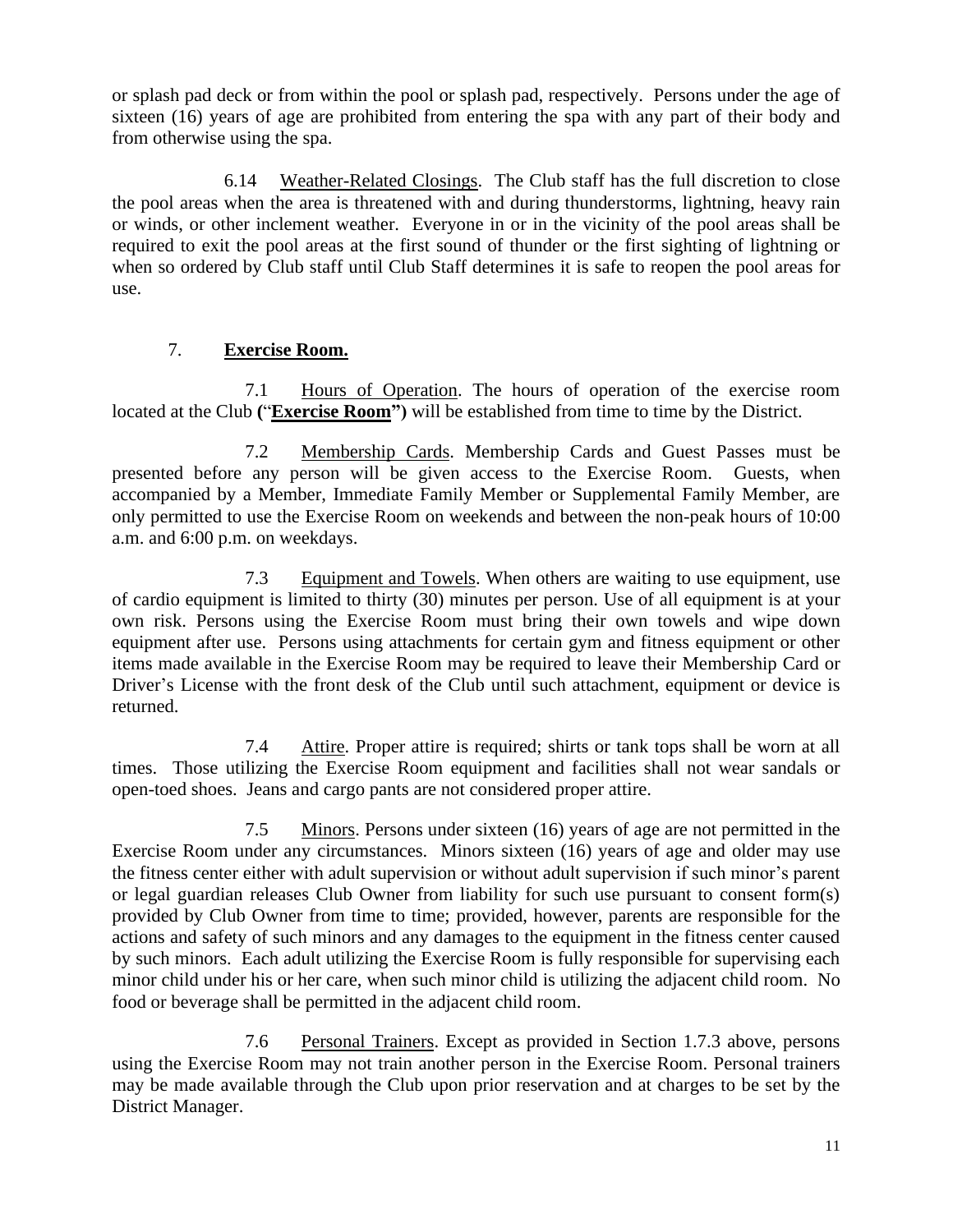or splash pad deck or from within the pool or splash pad, respectively. Persons under the age of sixteen (16) years of age are prohibited from entering the spa with any part of their body and from otherwise using the spa.

6.14 Weather-Related Closings. The Club staff has the full discretion to close the pool areas when the area is threatened with and during thunderstorms, lightning, heavy rain or winds, or other inclement weather. Everyone in or in the vicinity of the pool areas shall be required to exit the pool areas at the first sound of thunder or the first sighting of lightning or when so ordered by Club staff until Club Staff determines it is safe to reopen the pool areas for use.

## 7. **Exercise Room.**

7.1 Hours of Operation. The hours of operation of the exercise room located at the Club **("Exercise Room")** will be established from time to time by the District.

7.2 Membership Cards. Membership Cards and Guest Passes must be presented before any person will be given access to the Exercise Room. Guests, when accompanied by a Member, Immediate Family Member or Supplemental Family Member, are only permitted to use the Exercise Room on weekends and between the non-peak hours of 10:00 a.m. and 6:00 p.m. on weekdays.

7.3 Equipment and Towels. When others are waiting to use equipment, use of cardio equipment is limited to thirty (30) minutes per person. Use of all equipment is at your own risk. Persons using the Exercise Room must bring their own towels and wipe down equipment after use. Persons using attachments for certain gym and fitness equipment or other items made available in the Exercise Room may be required to leave their Membership Card or Driver's License with the front desk of the Club until such attachment, equipment or device is returned.

7.4 Attire. Proper attire is required; shirts or tank tops shall be worn at all times. Those utilizing the Exercise Room equipment and facilities shall not wear sandals or open-toed shoes. Jeans and cargo pants are not considered proper attire.

7.5 Minors. Persons under sixteen (16) years of age are not permitted in the Exercise Room under any circumstances. Minors sixteen (16) years of age and older may use the fitness center either with adult supervision or without adult supervision if such minor's parent or legal guardian releases Club Owner from liability for such use pursuant to consent form(s) provided by Club Owner from time to time; provided, however, parents are responsible for the actions and safety of such minors and any damages to the equipment in the fitness center caused by such minors. Each adult utilizing the Exercise Room is fully responsible for supervising each minor child under his or her care, when such minor child is utilizing the adjacent child room. No food or beverage shall be permitted in the adjacent child room.

7.6 Personal Trainers. Except as provided in Section 1.7.3 above, persons using the Exercise Room may not train another person in the Exercise Room. Personal trainers may be made available through the Club upon prior reservation and at charges to be set by the District Manager.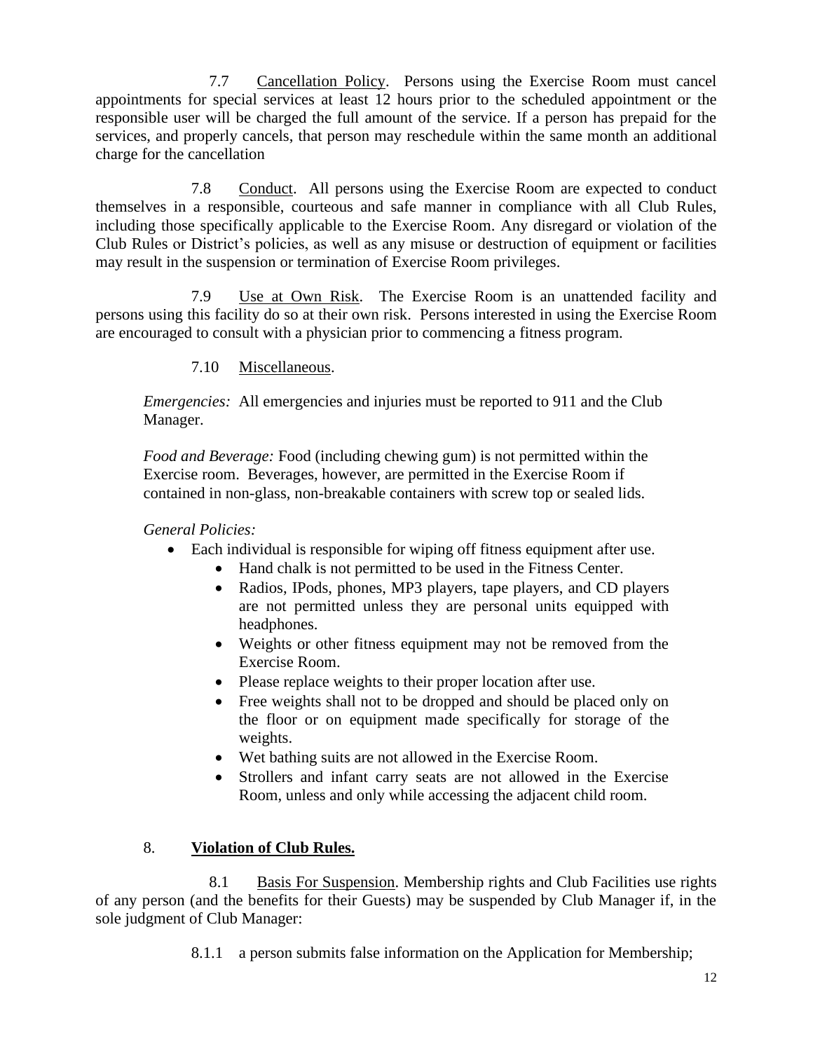7.7 Cancellation Policy. Persons using the Exercise Room must cancel appointments for special services at least 12 hours prior to the scheduled appointment or the responsible user will be charged the full amount of the service. If a person has prepaid for the services, and properly cancels, that person may reschedule within the same month an additional charge for the cancellation

7.8 Conduct. All persons using the Exercise Room are expected to conduct themselves in a responsible, courteous and safe manner in compliance with all Club Rules, including those specifically applicable to the Exercise Room. Any disregard or violation of the Club Rules or District's policies, as well as any misuse or destruction of equipment or facilities may result in the suspension or termination of Exercise Room privileges.

7.9 Use at Own Risk. The Exercise Room is an unattended facility and persons using this facility do so at their own risk. Persons interested in using the Exercise Room are encouraged to consult with a physician prior to commencing a fitness program.

7.10 Miscellaneous.

*Emergencies:* All emergencies and injuries must be reported to 911 and the Club Manager.

*Food and Beverage:* Food (including chewing gum) is not permitted within the Exercise room. Beverages, however, are permitted in the Exercise Room if contained in non-glass, non-breakable containers with screw top or sealed lids.

*General Policies:*

- Each individual is responsible for wiping off fitness equipment after use.
  - Hand chalk is not permitted to be used in the Fitness Center.
  - Radios, IPods, phones, MP3 players, tape players, and CD players are not permitted unless they are personal units equipped with headphones.
  - Weights or other fitness equipment may not be removed from the Exercise Room.
  - Please replace weights to their proper location after use.
  - Free weights shall not to be dropped and should be placed only on the floor or on equipment made specifically for storage of the weights.
  - Wet bathing suits are not allowed in the Exercise Room.
  - Strollers and infant carry seats are not allowed in the Exercise Room, unless and only while accessing the adjacent child room.

## 8. **Violation of Club Rules.**

8.1 Basis For Suspension. Membership rights and Club Facilities use rights of any person (and the benefits for their Guests) may be suspended by Club Manager if, in the sole judgment of Club Manager:

8.1.1 a person submits false information on the Application for Membership;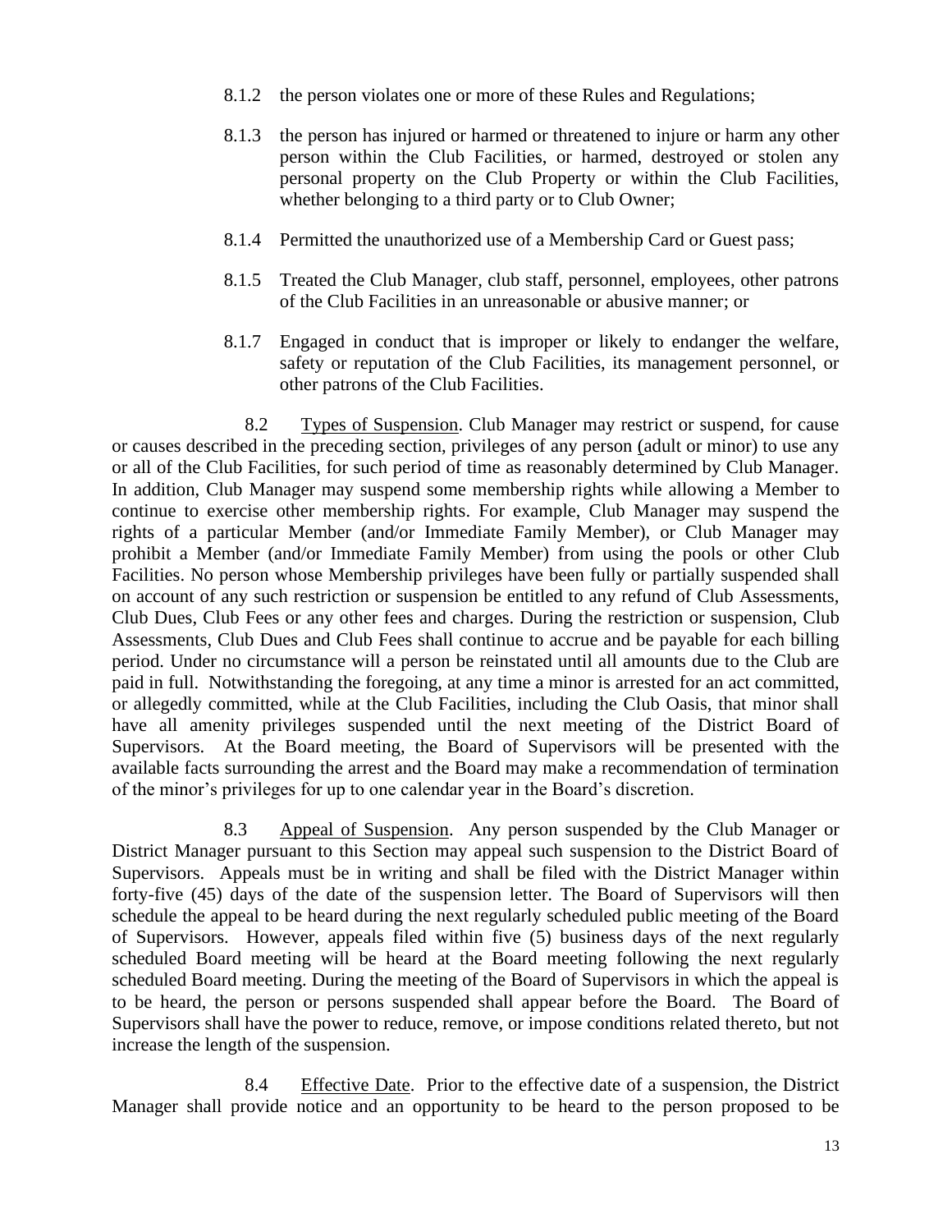8.1.2 the person violates one or more of these Rules and Regulations;

8.1.3 the person has injured or harmed or threatened to injure or harm any other person within the Club Facilities, or harmed, destroyed or stolen any personal property on the Club Property or within the Club Facilities, whether belonging to a third party or to Club Owner;

8.1.4 Permitted the unauthorized use of a Membership Card or Guest pass;

8.1.5 Treated the Club Manager, club staff, personnel, employees, other patrons of the Club Facilities in an unreasonable or abusive manner; or

8.1.7 Engaged in conduct that is improper or likely to endanger the welfare, safety or reputation of the Club Facilities, its management personnel, or other patrons of the Club Facilities.

8.2 Types of Suspension. Club Manager may restrict or suspend, for cause or causes described in the preceding section, privileges of any person (adult or minor) to use any or all of the Club Facilities, for such period of time as reasonably determined by Club Manager. In addition, Club Manager may suspend some membership rights while allowing a Member to continue to exercise other membership rights. For example, Club Manager may suspend the rights of a particular Member (and/or Immediate Family Member), or Club Manager may prohibit a Member (and/or Immediate Family Member) from using the pools or other Club Facilities. No person whose Membership privileges have been fully or partially suspended shall on account of any such restriction or suspension be entitled to any refund of Club Assessments, Club Dues, Club Fees or any other fees and charges. During the restriction or suspension, Club Assessments, Club Dues and Club Fees shall continue to accrue and be payable for each billing period. Under no circumstance will a person be reinstated until all amounts due to the Club are paid in full. Notwithstanding the foregoing, at any time a minor is arrested for an act committed, or allegedly committed, while at the Club Facilities, including the Club Oasis, that minor shall have all amenity privileges suspended until the next meeting of the District Board of Supervisors. At the Board meeting, the Board of Supervisors will be presented with the available facts surrounding the arrest and the Board may make a recommendation of termination of the minor's privileges for up to one calendar year in the Board's discretion.

8.3 Appeal of Suspension. Any person suspended by the Club Manager or District Manager pursuant to this Section may appeal such suspension to the District Board of Supervisors. Appeals must be in writing and shall be filed with the District Manager within forty-five (45) days of the date of the suspension letter. The Board of Supervisors will then schedule the appeal to be heard during the next regularly scheduled public meeting of the Board of Supervisors. However, appeals filed within five (5) business days of the next regularly scheduled Board meeting will be heard at the Board meeting following the next regularly scheduled Board meeting. During the meeting of the Board of Supervisors in which the appeal is to be heard, the person or persons suspended shall appear before the Board. The Board of Supervisors shall have the power to reduce, remove, or impose conditions related thereto, but not increase the length of the suspension.

8.4 Effective Date. Prior to the effective date of a suspension, the District Manager shall provide notice and an opportunity to be heard to the person proposed to be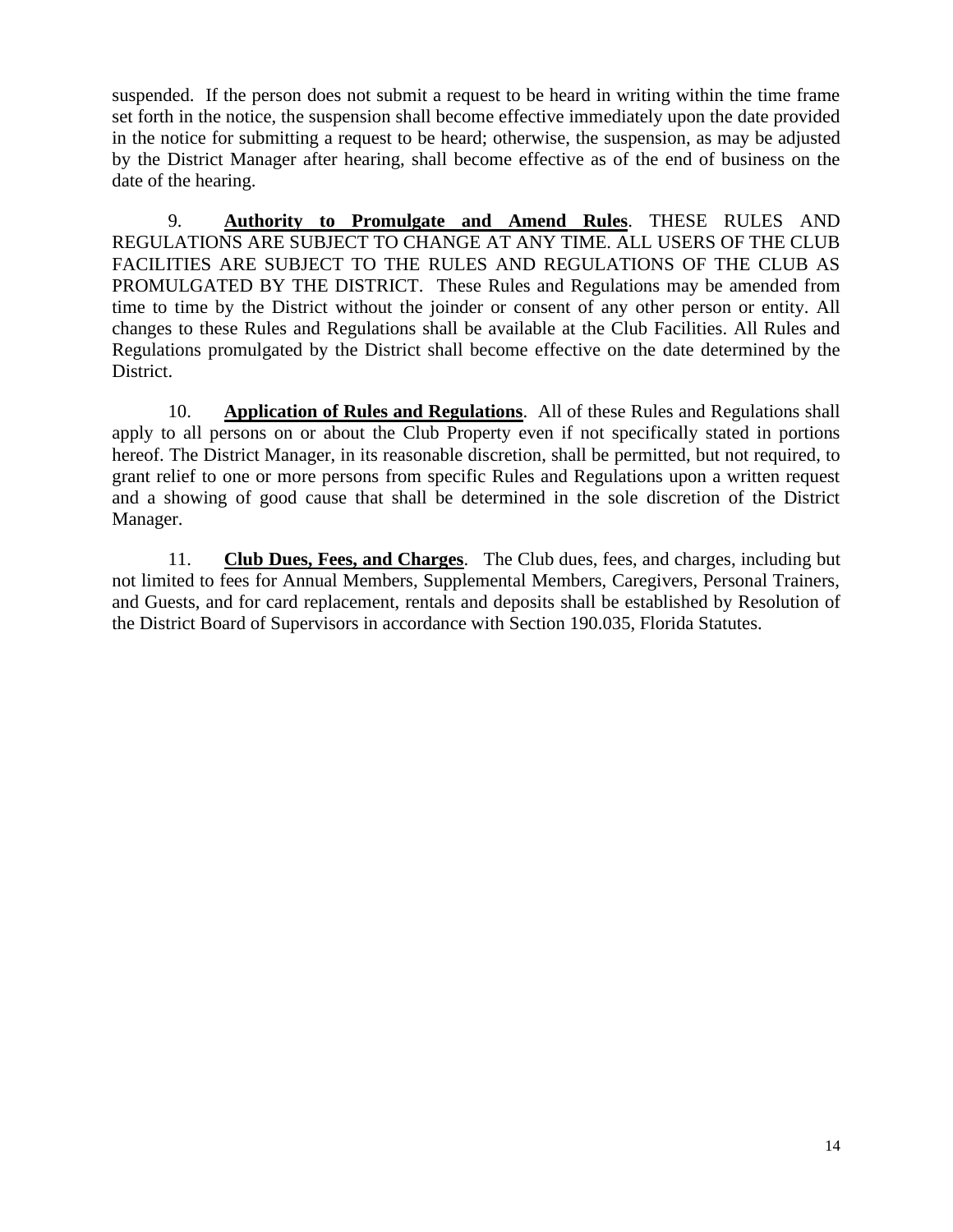suspended. If the person does not submit a request to be heard in writing within the time frame set forth in the notice, the suspension shall become effective immediately upon the date provided in the notice for submitting a request to be heard; otherwise, the suspension, as may be adjusted by the District Manager after hearing, shall become effective as of the end of business on the date of the hearing.

9. **Authority to Promulgate and Amend Rules**. THESE RULES AND REGULATIONS ARE SUBJECT TO CHANGE AT ANY TIME. ALL USERS OF THE CLUB FACILITIES ARE SUBJECT TO THE RULES AND REGULATIONS OF THE CLUB AS PROMULGATED BY THE DISTRICT. These Rules and Regulations may be amended from time to time by the District without the joinder or consent of any other person or entity. All changes to these Rules and Regulations shall be available at the Club Facilities. All Rules and Regulations promulgated by the District shall become effective on the date determined by the District.

10. **Application of Rules and Regulations**. All of these Rules and Regulations shall apply to all persons on or about the Club Property even if not specifically stated in portions hereof. The District Manager, in its reasonable discretion, shall be permitted, but not required, to grant relief to one or more persons from specific Rules and Regulations upon a written request and a showing of good cause that shall be determined in the sole discretion of the District Manager.

11. **Club Dues, Fees, and Charges**. The Club dues, fees, and charges, including but not limited to fees for Annual Members, Supplemental Members, Caregivers, Personal Trainers, and Guests, and for card replacement, rentals and deposits shall be established by Resolution of the District Board of Supervisors in accordance with Section 190.035, Florida Statutes.